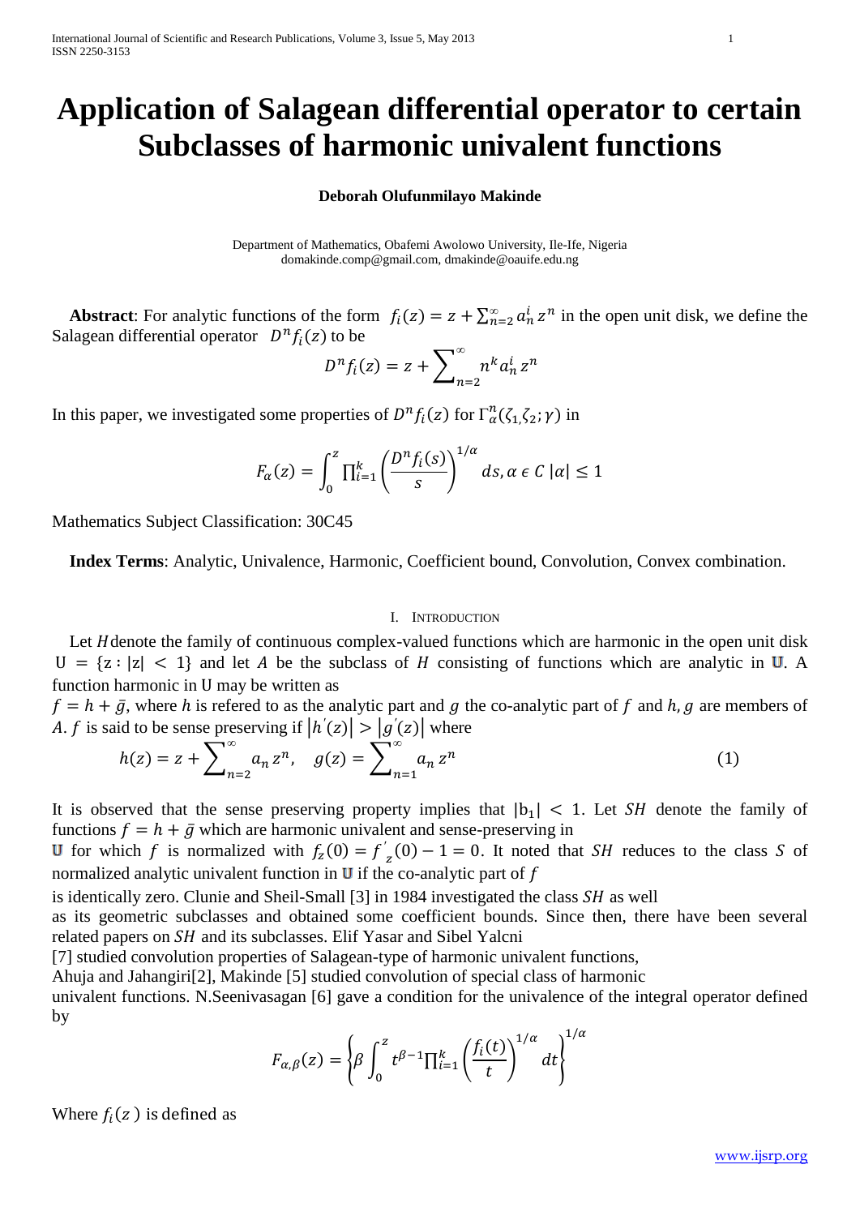# Application of Salagean differential operator to certain Subclasses of harmonic univalent functions

**Deborah Olufunmilayo Makinde**

Department of Mathematics, Obafemi Awolowo University, Ile-Ife, Nigeria
domakinde.comp@gmail.com, dmakinde@oauife.edu.ng

**Abstract**: For analytic functions of the form $f_i(z) = z + \sum_{n=2}^{\infty} a_n^i z^n$ in the open unit disk, we define the Salagean differential operator $D^n f_i(z)$ to be

$$D^n f_i(z) = z + \sum_{n=2}^{\infty} n^k a_n^i z^n$$

In this paper, we investigated some properties of $D^n f_i(z)$ for $\Gamma_\alpha^n(\zeta_{1,}\zeta_2;\gamma)$ in

$$F_\alpha(z) = \int_0^z \prod_{i=1}^k \left(\frac{D^n f_i(s)}{s}\right)^{1/\alpha} ds, \alpha \in C\ |\alpha| \le 1$$

Mathematics Subject Classification: 30C45

**Index Terms**: Analytic, Univalence, Harmonic, Coefficient bound, Convolution, Convex combination.

## I. Introduction

Let $H$ denote the family of continuous complex-valued functions which are harmonic in the open unit disk $U = \{z : |z| < 1\}$ and let $A$ be the subclass of $H$ consisting of functions which are analytic in $\mathbb{U}$. A function harmonic in U may be written as
$f = h + \bar{g}$, where $h$ is refered to as the analytic part and $g$ the co-analytic part of $f$ and $h, g$ are members of $A$. $f$ is said to be sense preserving if $|h'(z)| > |g'(z)|$ where

$$h(z) = z + \sum_{n=2}^{\infty} a_n z^n, \quad g(z) = \sum_{n=1}^{\infty} a_n z^n \tag{1}$$

It is observed that the sense preserving property implies that $|b_1| < 1$. Let $SH$ denote the family of functions $f = h + \bar{g}$ which are harmonic univalent and sense-preserving in $\mathbb{U}$ for which $f$ is normalized with $f_z(0) = f'_z(0) - 1 = 0$. It noted that $SH$ reduces to the class $S$ of normalized analytic univalent function in $\mathbb{U}$ if the co-analytic part of $f$ is identically zero. Clunie and Sheil-Small [3] in 1984 investigated the class $SH$ as well as its geometric subclasses and obtained some coefficient bounds. Since then, there have been several related papers on $SH$ and its subclasses. Elif Yasar and Sibel Yalcni [7] studied convolution properties of Salagean-type of harmonic univalent functions, Ahuja and Jahangiri[2], Makinde [5] studied convolution of special class of harmonic univalent functions. N.Seenivasagan [6] gave a condition for the univalence of the integral operator defined by

$$F_{\alpha,\beta}(z) = \left\{\beta \int_0^z t^{\beta-1} \prod_{i=1}^k \left(\frac{f_i(t)}{t}\right)^{1/\alpha} dt\right\}^{1/\alpha}$$

Where $f_i(z)$ is defined as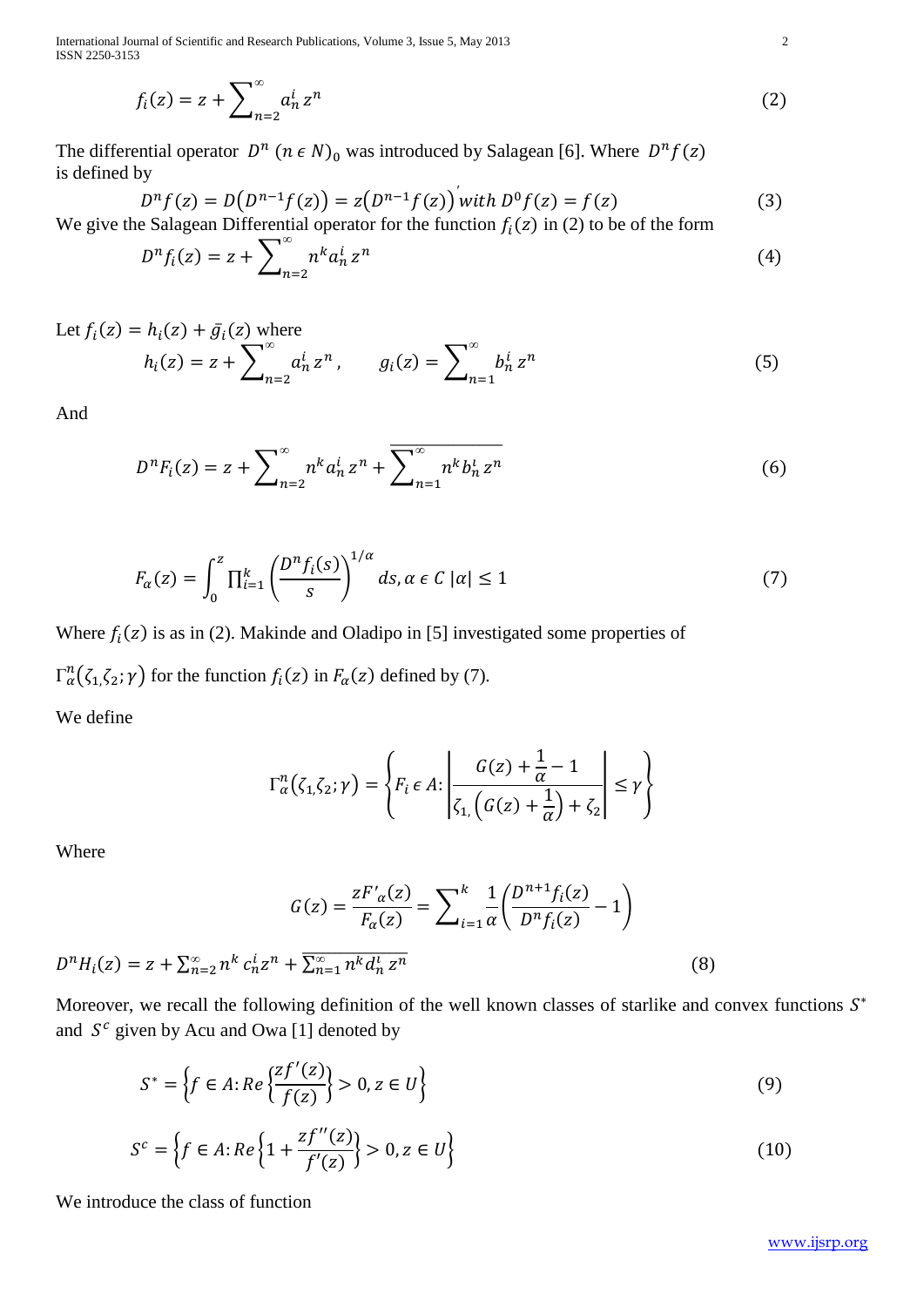$$f_i(z) = z + \sum_{n=2}^{\infty} a_n^i z^n \tag{2}$$

The differential operator $D^n\ (n \in N)_0$ was introduced by Salagean [6]. Where $D^n f(z)$ is defined by

$$D^n f(z) = D\left(D^{n-1} f(z)\right) = z\left(D^{n-1} f(z)\right)' \text{with } D^0 f(z) = f(z) \tag{3}$$

We give the Salagean Differential operator for the function $f_i(z)$ in (2) to be of the form

$$D^n f_i(z) = z + \sum_{n=2}^{\infty} n^k a_n^i z^n \tag{4}$$

Let $f_i(z) = h_i(z) + \bar{g}_i(z)$ where

$$h_i(z) = z + \sum_{n=2}^{\infty} a_n^i z^n, \qquad g_i(z) = \sum_{n=1}^{\infty} b_n^i z^n \tag{5}$$

And

$$D^n F_i(z) = z + \sum_{n=2}^{\infty} n^k a_n^i z^n + \overline{\sum_{n=1}^{\infty} n^k b_n^i z^n} \tag{6}$$

$$F_\alpha(z) = \int_0^z \prod_{i=1}^{k} \left(\frac{D^n f_i(s)}{s}\right)^{1/\alpha} ds, \alpha \in C\ |\alpha| \le 1 \tag{7}$$

Where $f_i(z)$ is as in (2). Makinde and Oladipo in [5] investigated some properties of

$\Gamma_\alpha^n(\zeta_{1,}\zeta_2;\gamma)$ for the function $f_i(z)$ in $F_\alpha(z)$ defined by (7).

We define

$$\Gamma_\alpha^n(\zeta_{1,}\zeta_2;\gamma) = \left\{F_i \in A: \left|\frac{G(z) + \frac{1}{\alpha} - 1}{\zeta_{1,}\left(G(z) + \frac{1}{\alpha}\right) + \zeta_2}\right| \le \gamma\right\}$$

Where

$$G(z) = \frac{zF'_\alpha(z)}{F_\alpha(z)} = \sum_{i=1}^{k} \frac{1}{\alpha}\left(\frac{D^{n+1} f_i(z)}{D^n f_i(z)} - 1\right)$$

$$D^n H_i(z) = z + \sum_{n=2}^{\infty} n^k c_n^i z^n + \overline{\sum_{n=1}^{\infty} n^k d_n^i z^n} \tag{8}$$

Moreover, we recall the following definition of the well known classes of starlike and convex functions $S^*$ and $S^c$ given by Acu and Owa [1] denoted by

$$S^* = \left\{f \in A: Re\left\{\frac{zf'(z)}{f(z)}\right\} > 0, z \in U\right\} \tag{9}$$

$$S^c = \left\{f \in A: Re\left\{1 + \frac{zf''(z)}{f'(z)}\right\} > 0, z \in U\right\} \tag{10}$$

We introduce the class of function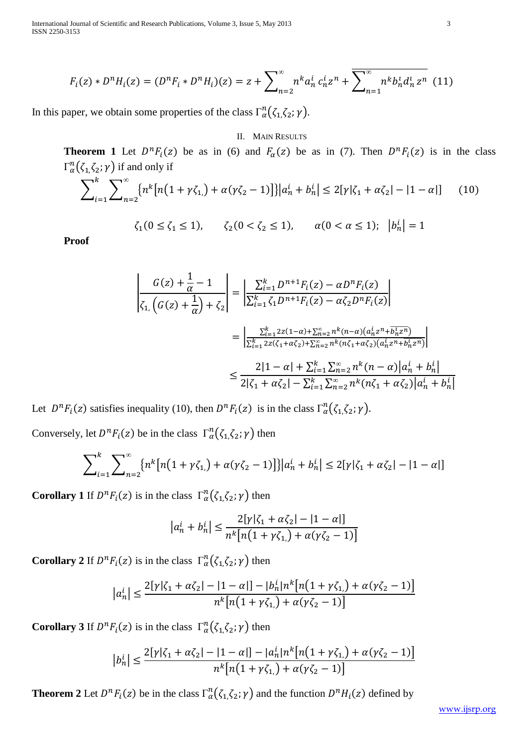$$F_i(z) * D^n H_i(z) = (D^n F_i * D^n H_i)(z) = z + \sum_{n=2}^{\infty} n^k a_n^i \, c_n^i z^n + \overline{\sum_{n=1}^{\infty} n^k b_n^i d_n^i \, z^n} \quad (11)$$

In this paper, we obtain some properties of the class $\Gamma_\alpha^n(\zeta_{1,}\zeta_2;\gamma)$.

## II. Main Results

**Theorem 1** Let $D^n F_i(z)$ be as in (6) and $F_\alpha(z)$ be as in (7). Then $D^n F_i(z)$ is in the class $\Gamma_\alpha^n(\zeta_{1,}\zeta_2;\gamma)$ if and only if

$$\sum_{i=1}^{k} \sum_{n=2}^{\infty} \{n^k[n(1+\gamma\zeta_{1,}) + \alpha(\gamma\zeta_2 - 1)]\} |a_n^i + b_n^i| \leq 2[\gamma|\zeta_1 + \alpha\zeta_2| - |1-\alpha|] \qquad (10)$$

$$\zeta_1 (0 \leq \zeta_1 \leq 1), \qquad \zeta_2 (0 < \zeta_2 \leq 1), \qquad \alpha (0 < \alpha \leq 1); \ \ |b_n^i| = 1$$

**Proof**

$$\left| \frac{G(z) + \frac{1}{\alpha} - 1}{\zeta_{1,}\left(G(z) + \frac{1}{\alpha}\right) + \zeta_2} \right| = \left| \frac{\sum_{i=1}^{k} D^{n+1} F_i(z) - \alpha D^n F_i(z)}{\sum_{i=1}^{k} \zeta_1 D^{n+1} F_i(z) - \alpha\zeta_2 D^n F_i(z)} \right|$$

$$= \left| \frac{\sum_{i=1}^{k} 2z(1-\alpha) + \sum_{n=2}^{\infty} n^k (n-\alpha)(a_n^i z^n + \overline{b_n^i z^n})}{\sum_{i=1}^{k} 2z(\zeta_1 + \alpha\zeta_2) + \sum_{n=2}^{\infty} n^k (n\zeta_1 + \alpha\zeta_2)(a_n^i z^n + \overline{b_n^i z^n})} \right|$$

$$\leq \frac{2|1-\alpha| + \sum_{i=1}^{k} \sum_{n=2}^{\infty} n^k (n-\alpha) |a_n^i + b_n^i|}{2|\zeta_1 + \alpha\zeta_2| - \sum_{i=1}^{k} \sum_{n=2}^{\infty} n^k (n\zeta_1 + \alpha\zeta_2) |a_n^i + b_n^i|}$$

Let $D^n F_i(z)$ satisfies inequality (10), then $D^n F_i(z)$ is in the class $\Gamma_\alpha^n(\zeta_{1,}\zeta_2;\gamma)$.

Conversely, let $D^n F_i(z)$ be in the class $\Gamma_\alpha^n(\zeta_{1,}\zeta_2;\gamma)$ then

$$\sum_{i=1}^{k} \sum_{n=2}^{\infty} \{n^k[n(1+\gamma\zeta_{1,}) + \alpha(\gamma\zeta_2 - 1)]\} |a_n^i + b_n^i| \leq 2[\gamma|\zeta_1 + \alpha\zeta_2| - |1-\alpha|]$$

**Corollary 1** If $D^n F_i(z)$ is in the class $\Gamma_\alpha^n(\zeta_{1,}\zeta_2;\gamma)$ then

$$|a_n^i + b_n^i| \leq \frac{2[\gamma|\zeta_1 + \alpha\zeta_2| - |1-\alpha|]}{n^k[n(1+\gamma\zeta_{1,}) + \alpha(\gamma\zeta_2 - 1)]}$$

**Corollary 2** If $D^n F_i(z)$ is in the class $\Gamma_\alpha^n(\zeta_{1,}\zeta_2;\gamma)$ then

$$|a_n^i| \leq \frac{2[\gamma|\zeta_1 + \alpha\zeta_2| - |1-\alpha|] - |b_n^i| n^k[n(1+\gamma\zeta_{1,}) + \alpha(\gamma\zeta_2 - 1)]}{n^k[n(1+\gamma\zeta_{1,}) + \alpha(\gamma\zeta_2 - 1)]}$$

**Corollary 3** If $D^n F_i(z)$ is in the class $\Gamma_\alpha^n(\zeta_{1,}\zeta_2;\gamma)$ then

$$|b_n^i| \leq \frac{2[\gamma|\zeta_1 + \alpha\zeta_2| - |1-\alpha|] - |a_n^i| n^k[n(1+\gamma\zeta_{1,}) + \alpha(\gamma\zeta_2 - 1)]}{n^k[n(1+\gamma\zeta_{1,}) + \alpha(\gamma\zeta_2 - 1)]}$$

**Theorem 2** Let $D^n F_i(z)$ be in the class $\Gamma_\alpha^n(\zeta_{1,}\zeta_2;\gamma)$ and the function $D^n H_i(z)$ defined by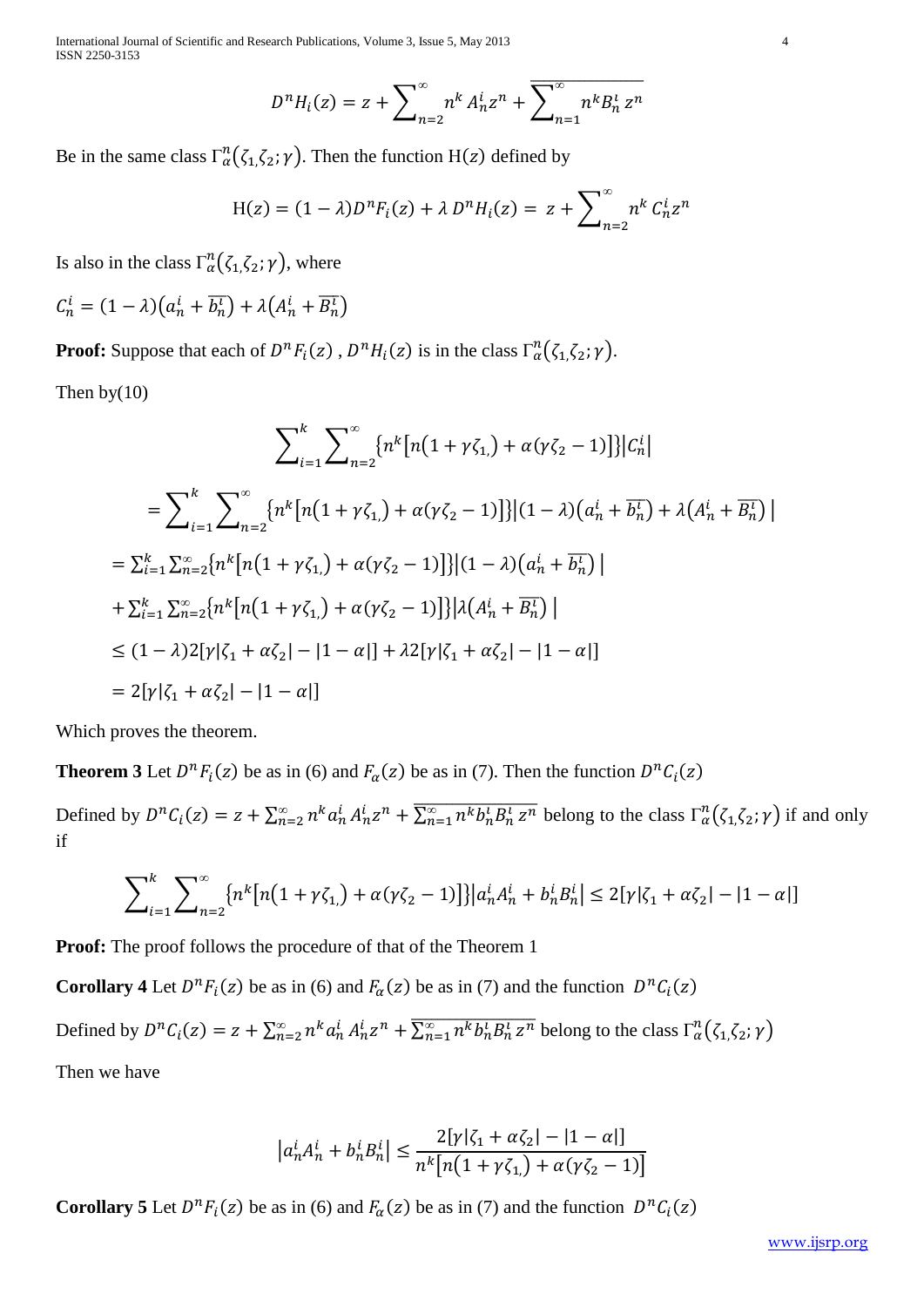$$D^nH_i(z) = z + \sum_{n=2}^{\infty} n^k A_n^i z^n + \overline{\sum_{n=1}^{\infty} n^k B_n^i z^n}$$

Be in the same class $\Gamma_\alpha^n(\zeta_1,\zeta_2;\gamma)$. Then the function $\mathrm{H}(z)$ defined by

$$\mathrm{H}(z) = (1-\lambda)D^nF_i(z) + \lambda\, D^nH_i(z) = z + \sum_{n=2}^{\infty} n^k C_n^i z^n$$

Is also in the class $\Gamma_\alpha^n(\zeta_1,\zeta_2;\gamma)$, where

$C_n^i = (1-\lambda)\left(a_n^i + \overline{b_n^i}\right) + \lambda\left(A_n^i + \overline{B_n^i}\right)$

**Proof:** Suppose that each of $D^nF_i(z)$ , $D^nH_i(z)$ is in the class $\Gamma_\alpha^n(\zeta_1,\zeta_2;\gamma)$.

Then by(10)

$$\sum_{i=1}^{k}\sum_{n=2}^{\infty}\left\{n^k\left[n\left(1+\gamma\zeta_1\right)+\alpha(\gamma\zeta_2-1)\right]\right\}\left|C_n^i\right|$$

$$= \sum_{i=1}^{k}\sum_{n=2}^{\infty}\left\{n^k\left[n\left(1+\gamma\zeta_1\right)+\alpha(\gamma\zeta_2-1)\right]\right\}\left|(1-\lambda)\left(a_n^i+\overline{b_n^i}\right)+\lambda\left(A_n^i+\overline{B_n^i}\right)\right|$$

$$= \sum_{i=1}^{k}\sum_{n=2}^{\infty}\left\{n^k\left[n\left(1+\gamma\zeta_1\right)+\alpha(\gamma\zeta_2-1)\right]\right\}\left|(1-\lambda)\left(a_n^i+\overline{b_n^i}\right)\right|$$

$$+\sum_{i=1}^{k}\sum_{n=2}^{\infty}\left\{n^k\left[n\left(1+\gamma\zeta_1\right)+\alpha(\gamma\zeta_2-1)\right]\right\}\left|\lambda\left(A_n^i+\overline{B_n^i}\right)\right|$$

$$\leq (1-\lambda)2\left[\gamma|\zeta_1+\alpha\zeta_2|-|1-\alpha|\right]+\lambda 2\left[\gamma|\zeta_1+\alpha\zeta_2|-|1-\alpha|\right]$$

$$= 2\left[\gamma|\zeta_1+\alpha\zeta_2|-|1-\alpha|\right]$$

Which proves the theorem.

**Theorem 3** Let $D^nF_i(z)$ be as in (6) and $F_\alpha(z)$ be as in (7). Then the function $D^nC_i(z)$

Defined by $D^nC_i(z) = z + \sum_{n=2}^{\infty} n^k a_n^i A_n^i z^n + \overline{\sum_{n=1}^{\infty} n^k b_n^i B_n^i z^n}$ belong to the class $\Gamma_\alpha^n(\zeta_1,\zeta_2;\gamma)$ if and only if

$$\sum_{i=1}^{k}\sum_{n=2}^{\infty}\left\{n^k\left[n\left(1+\gamma\zeta_1\right)+\alpha(\gamma\zeta_2-1)\right]\right\}\left|a_n^iA_n^i+b_n^iB_n^i\right| \leq 2\left[\gamma|\zeta_1+\alpha\zeta_2|-|1-\alpha|\right]$$

**Proof:** The proof follows the procedure of that of the Theorem 1

**Corollary 4** Let $D^nF_i(z)$ be as in (6) and $F_\alpha(z)$ be as in (7) and the function $D^nC_i(z)$

Defined by $D^nC_i(z) = z + \sum_{n=2}^{\infty} n^k a_n^i A_n^i z^n + \overline{\sum_{n=1}^{\infty} n^k b_n^i B_n^i z^n}$ belong to the class $\Gamma_\alpha^n(\zeta_1,\zeta_2;\gamma)$

Then we have

$$\left|a_n^iA_n^i+b_n^iB_n^i\right| \leq \frac{2\left[\gamma|\zeta_1+\alpha\zeta_2|-|1-\alpha|\right]}{n^k\left[n\left(1+\gamma\zeta_1\right)+\alpha(\gamma\zeta_2-1)\right]}$$

**Corollary 5** Let $D^nF_i(z)$ be as in (6) and $F_\alpha(z)$ be as in (7) and the function $D^nC_i(z)$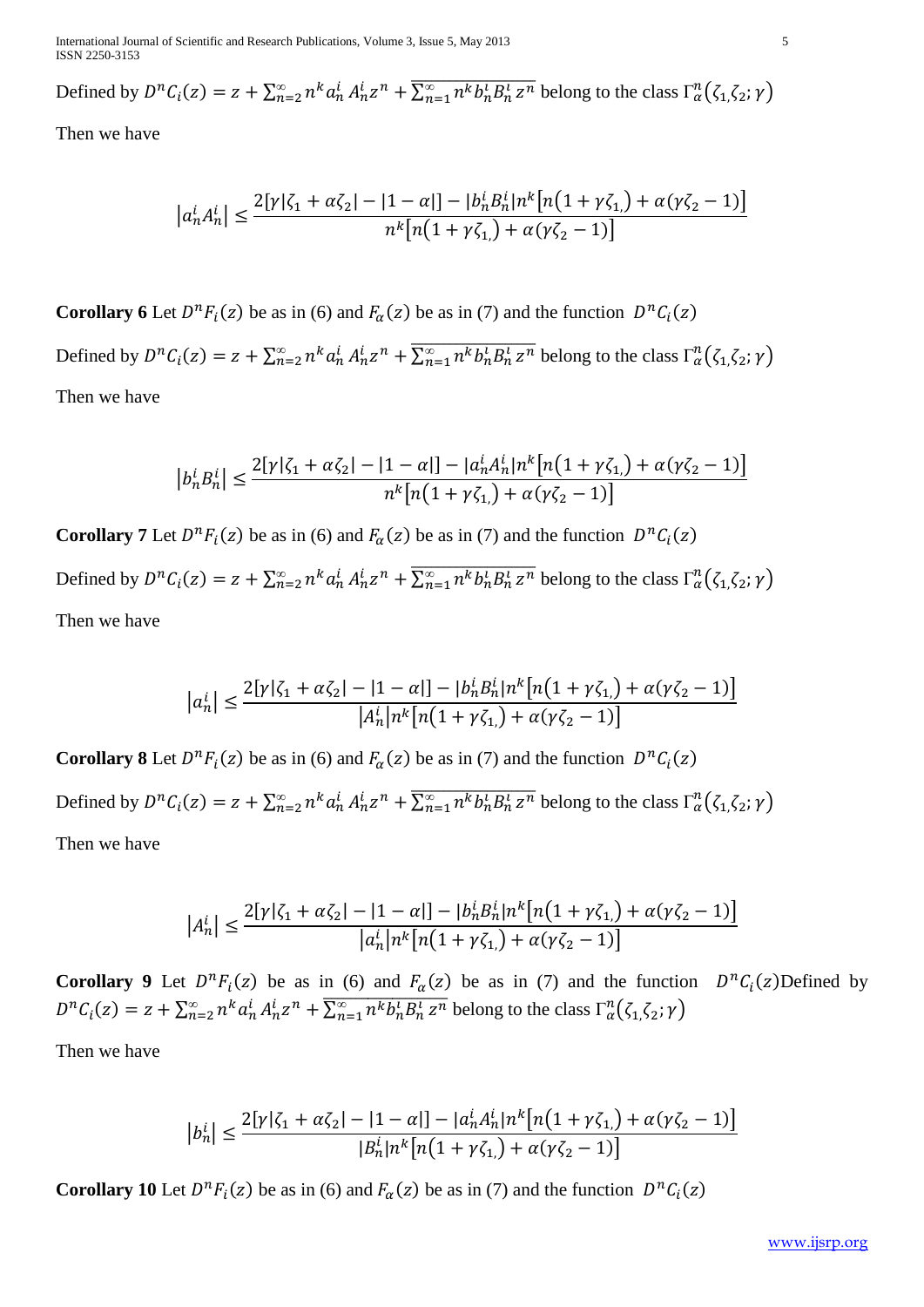Defined by $D^n C_i(z) = z + \sum_{n=2}^{\infty} n^k a_n^i A_n^i z^n + \overline{\sum_{n=1}^{\infty} n^k b_n^i B_n^i z^n}$ belong to the class $\Gamma_\alpha^n(\zeta_{1,}\zeta_2;\gamma)$

Then we have

$$\left|a_n^i A_n^i\right| \leq \frac{2[\gamma|\zeta_1 + \alpha\zeta_2| - |1-\alpha|] - |b_n^i B_n^i| n^k\left[n\left(1+\gamma\zeta_{1,}\right) + \alpha(\gamma\zeta_2 - 1)\right]}{n^k\left[n\left(1+\gamma\zeta_{1,}\right) + \alpha(\gamma\zeta_2 - 1)\right]}$$

**Corollary 6** Let $D^n F_i(z)$ be as in (6) and $F_\alpha(z)$ be as in (7) and the function $D^n C_i(z)$

Defined by $D^n C_i(z) = z + \sum_{n=2}^{\infty} n^k a_n^i A_n^i z^n + \overline{\sum_{n=1}^{\infty} n^k b_n^i B_n^i z^n}$ belong to the class $\Gamma_\alpha^n(\zeta_{1,}\zeta_2;\gamma)$

Then we have

$$\left|b_n^i B_n^i\right| \leq \frac{2[\gamma|\zeta_1 + \alpha\zeta_2| - |1-\alpha|] - |a_n^i A_n^i| n^k\left[n\left(1+\gamma\zeta_{1,}\right) + \alpha(\gamma\zeta_2 - 1)\right]}{n^k\left[n\left(1+\gamma\zeta_{1,}\right) + \alpha(\gamma\zeta_2 - 1)\right]}$$

**Corollary 7** Let $D^n F_i(z)$ be as in (6) and $F_\alpha(z)$ be as in (7) and the function $D^n C_i(z)$

Defined by $D^n C_i(z) = z + \sum_{n=2}^{\infty} n^k a_n^i A_n^i z^n + \overline{\sum_{n=1}^{\infty} n^k b_n^i B_n^i z^n}$ belong to the class $\Gamma_\alpha^n(\zeta_{1,}\zeta_2;\gamma)$

Then we have

$$\left|a_n^i\right| \leq \frac{2[\gamma|\zeta_1 + \alpha\zeta_2| - |1-\alpha|] - |b_n^i B_n^i| n^k\left[n\left(1+\gamma\zeta_{1,}\right) + \alpha(\gamma\zeta_2 - 1)\right]}{\left|A_n^i\right| n^k\left[n\left(1+\gamma\zeta_{1,}\right) + \alpha(\gamma\zeta_2 - 1)\right]}$$

**Corollary 8** Let $D^n F_i(z)$ be as in (6) and $F_\alpha(z)$ be as in (7) and the function $D^n C_i(z)$

Defined by $D^n C_i(z) = z + \sum_{n=2}^{\infty} n^k a_n^i A_n^i z^n + \overline{\sum_{n=1}^{\infty} n^k b_n^i B_n^i z^n}$ belong to the class $\Gamma_\alpha^n(\zeta_{1,}\zeta_2;\gamma)$

Then we have

$$\left|A_n^i\right| \leq \frac{2[\gamma|\zeta_1 + \alpha\zeta_2| - |1-\alpha|] - |b_n^i B_n^i| n^k\left[n\left(1+\gamma\zeta_{1,}\right) + \alpha(\gamma\zeta_2 - 1)\right]}{\left|a_n^i\right| n^k\left[n\left(1+\gamma\zeta_{1,}\right) + \alpha(\gamma\zeta_2 - 1)\right]}$$

**Corollary 9** Let $D^n F_i(z)$ be as in (6) and $F_\alpha(z)$ be as in (7) and the function $D^n C_i(z)$Defined by $D^n C_i(z) = z + \sum_{n=2}^{\infty} n^k a_n^i A_n^i z^n + \overline{\sum_{n=1}^{\infty} n^k b_n^i B_n^i z^n}$ belong to the class $\Gamma_\alpha^n(\zeta_{1,}\zeta_2;\gamma)$

Then we have

$$\left|b_n^i\right| \leq \frac{2[\gamma|\zeta_1 + \alpha\zeta_2| - |1-\alpha|] - |a_n^i A_n^i| n^k\left[n\left(1+\gamma\zeta_{1,}\right) + \alpha(\gamma\zeta_2 - 1)\right]}{\left|B_n^i\right| n^k\left[n\left(1+\gamma\zeta_{1,}\right) + \alpha(\gamma\zeta_2 - 1)\right]}$$

**Corollary 10** Let $D^n F_i(z)$ be as in (6) and $F_\alpha(z)$ be as in (7) and the function $D^n C_i(z)$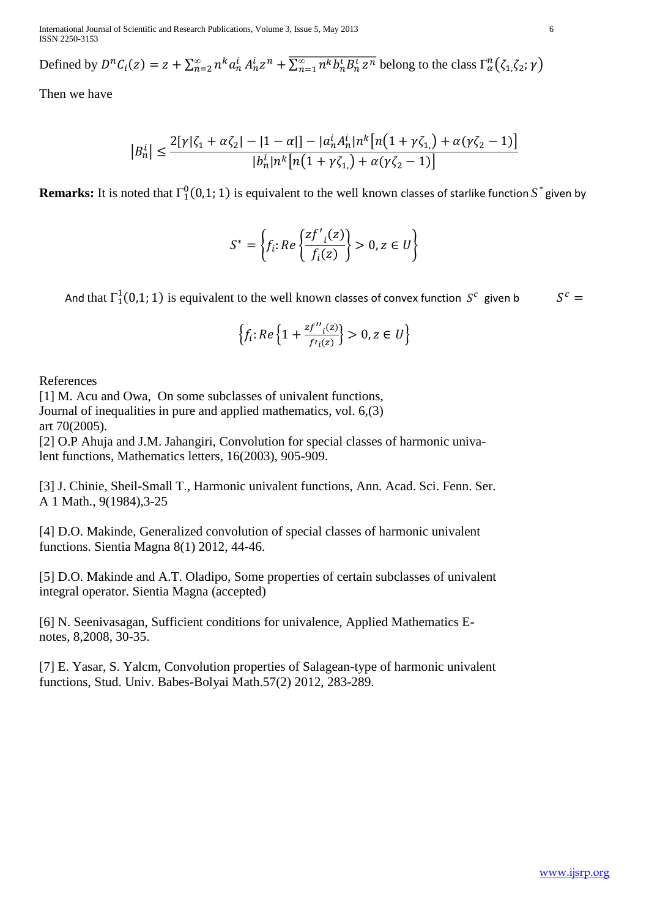Defined by $D^n C_i(z) = z + \sum_{n=2}^{\infty} n^k a_n^i \, A_n^i z^n + \overline{\sum_{n=1}^{\infty} n^k b_n^i B_n^i \, z^n}$ belong to the class $\Gamma_\alpha^n(\zeta_1,\zeta_2;\gamma)$

Then we have

$$|B_n^i| \leq \frac{2[\gamma|\zeta_1 + \alpha\zeta_2| - |1-\alpha|] - |a_n^i A_n^i| n^k [n(1+\gamma\zeta_{1,}) + \alpha(\gamma\zeta_2 - 1)]}{|b_n^i| n^k [n(1+\gamma\zeta_{1,}) + \alpha(\gamma\zeta_2 - 1)]}$$

**Remarks:** It is noted that $\Gamma_1^0(0,1;1)$ is equivalent to the well known classes of starlike function $S^*$ given by

$$S^* = \left\{ f_i : Re\left\{ \frac{zf'_i(z)}{f_i(z)} \right\} > 0, z \in U \right\}$$

And that $\Gamma_1^1(0,1;1)$ is equivalent to the well known classes of convex function $S^c$ given b $S^c =$

$$\left\{ f_i : Re\left\{ 1 + \frac{zf''_i(z)}{f'_i(z)} \right\} > 0, z \in U \right\}$$

References

[1] M. Acu and Owa, On some subclasses of univalent functions, Journal of inequalities in pure and applied mathematics, vol. 6,(3) art 70(2005).

[2] O.P Ahuja and J.M. Jahangiri, Convolution for special classes of harmonic univalent functions, Mathematics letters, 16(2003), 905-909.

[3] J. Chinie, Sheil-Small T., Harmonic univalent functions, Ann. Acad. Sci. Fenn. Ser. A 1 Math., 9(1984),3-25

[4] D.O. Makinde, Generalized convolution of special classes of harmonic univalent functions. Sientia Magna 8(1) 2012, 44-46.

[5] D.O. Makinde and A.T. Oladipo, Some properties of certain subclasses of univalent integral operator. Sientia Magna (accepted)

[6] N. Seenivasagan, Sufficient conditions for univalence, Applied Mathematics E-notes, 8,2008, 30-35.

[7] E. Yasar, S. Yalcm, Convolution properties of Salagean-type of harmonic univalent functions, Stud. Univ. Babes-Bolyai Math.57(2) 2012, 283-289.